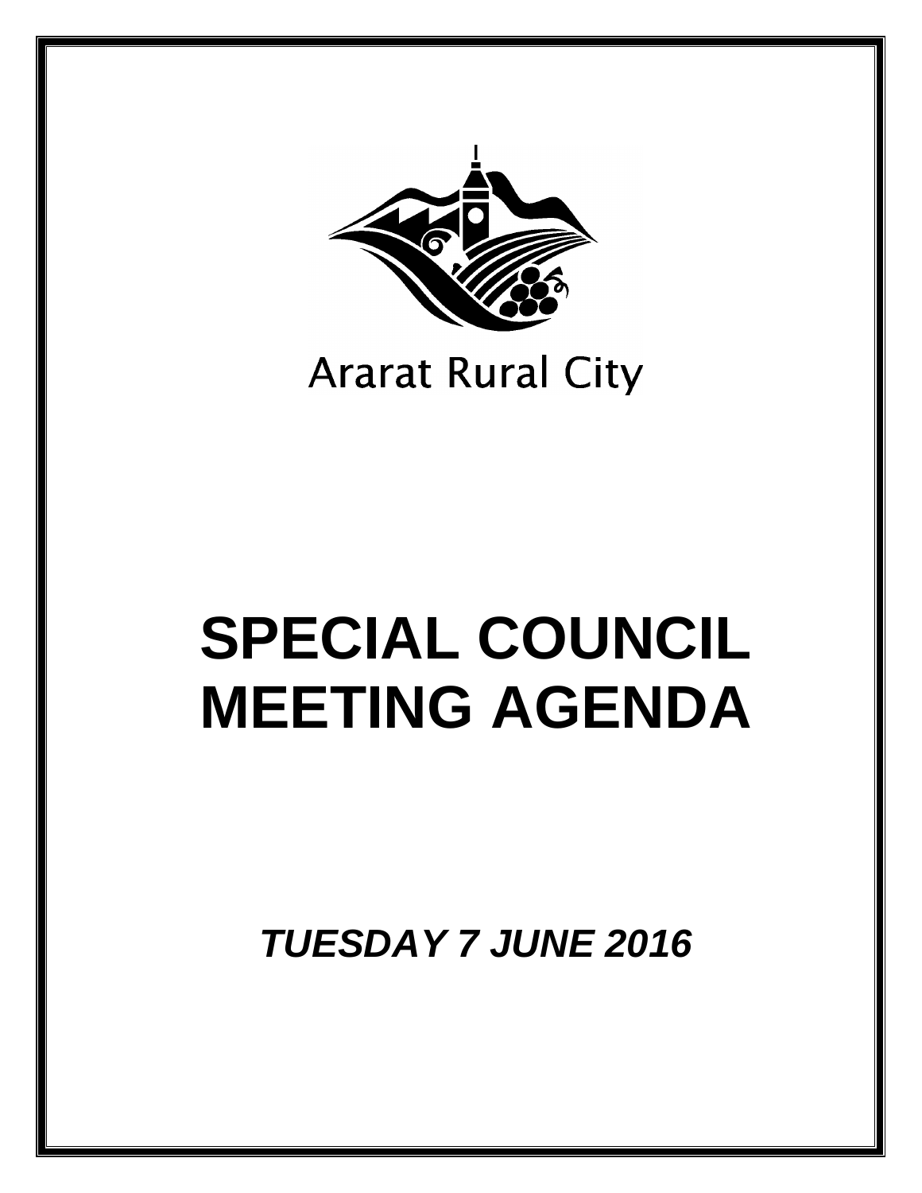Ararat Rural City

# SPECIAL COUNCIL MEETING AGENDA

***TUESDAY 7 JUNE 2016***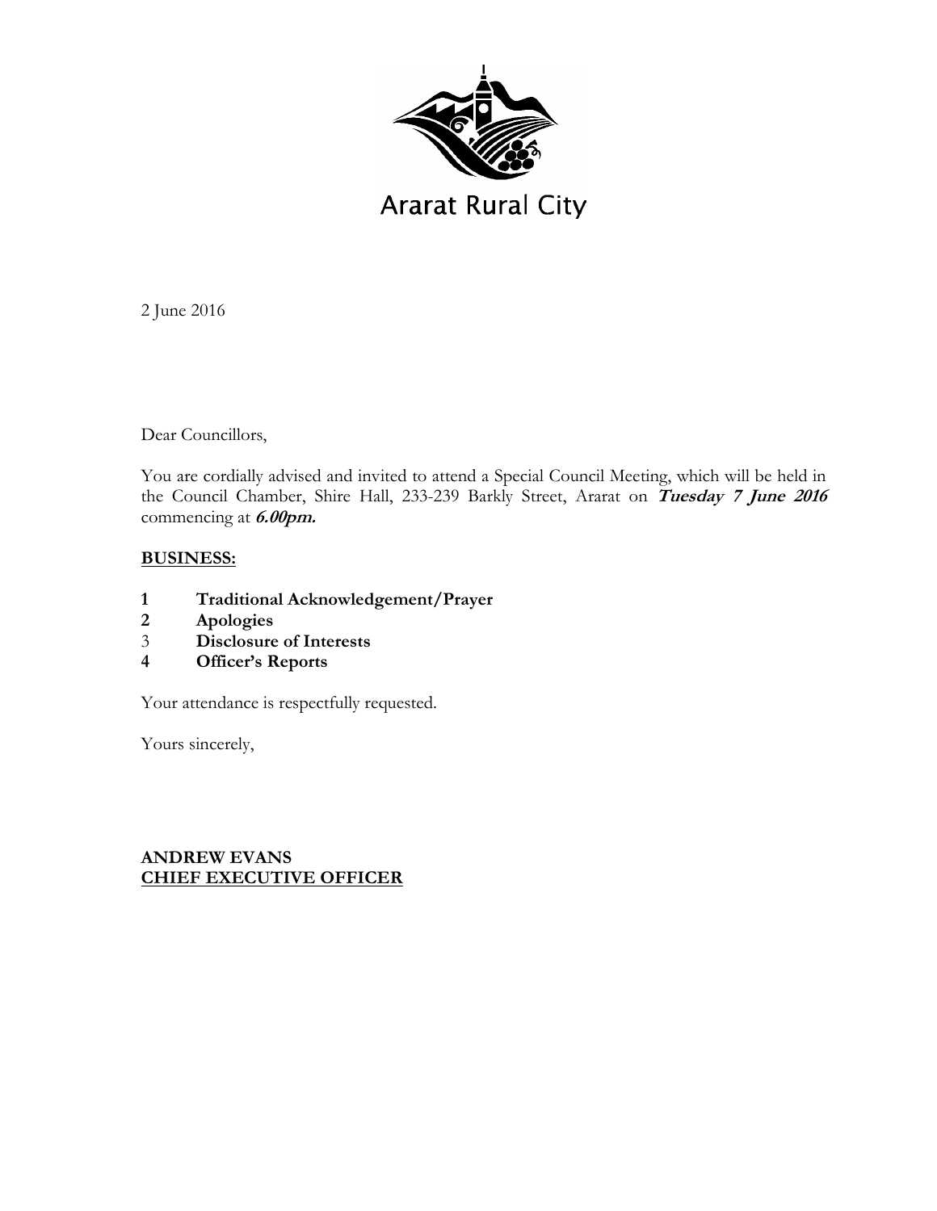Ararat Rural City

2 June 2016

Dear Councillors,

You are cordially advised and invited to attend a Special Council Meeting, which will be held in the Council Chamber, Shire Hall, 233-239 Barkly Street, Ararat on ***Tuesday 7 June 2016*** commencing at ***6.00pm.***

**BUSINESS:**

**1 Traditional Acknowledgement/Prayer**
**2 Apologies**
3 **Disclosure of Interests**
**4 Officer's Reports**

Your attendance is respectfully requested.

Yours sincerely,

**ANDREW EVANS**
**CHIEF EXECUTIVE OFFICER**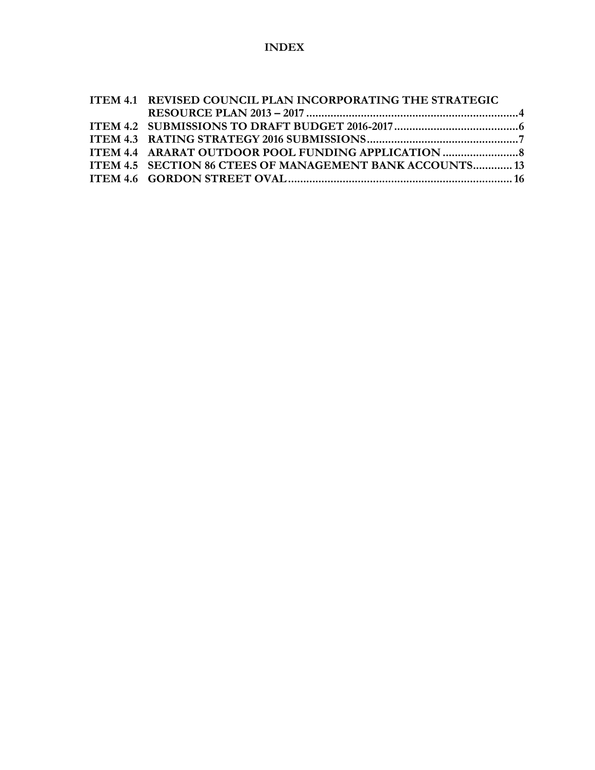# INDEX

| | | |
|---|---|---|
| **ITEM 4.1** | **REVISED COUNCIL PLAN INCORPORATING THE STRATEGIC RESOURCE PLAN 2013 – 2017** | **4** |
| **ITEM 4.2** | **SUBMISSIONS TO DRAFT BUDGET 2016-2017** | **6** |
| **ITEM 4.3** | **RATING STRATEGY 2016 SUBMISSIONS** | **7** |
| **ITEM 4.4** | **ARARAT OUTDOOR POOL FUNDING APPLICATION** | **8** |
| **ITEM 4.5** | **SECTION 86 CTEES OF MANAGEMENT BANK ACCOUNTS** | **13** |
| **ITEM 4.6** | **GORDON STREET OVAL** | **16** |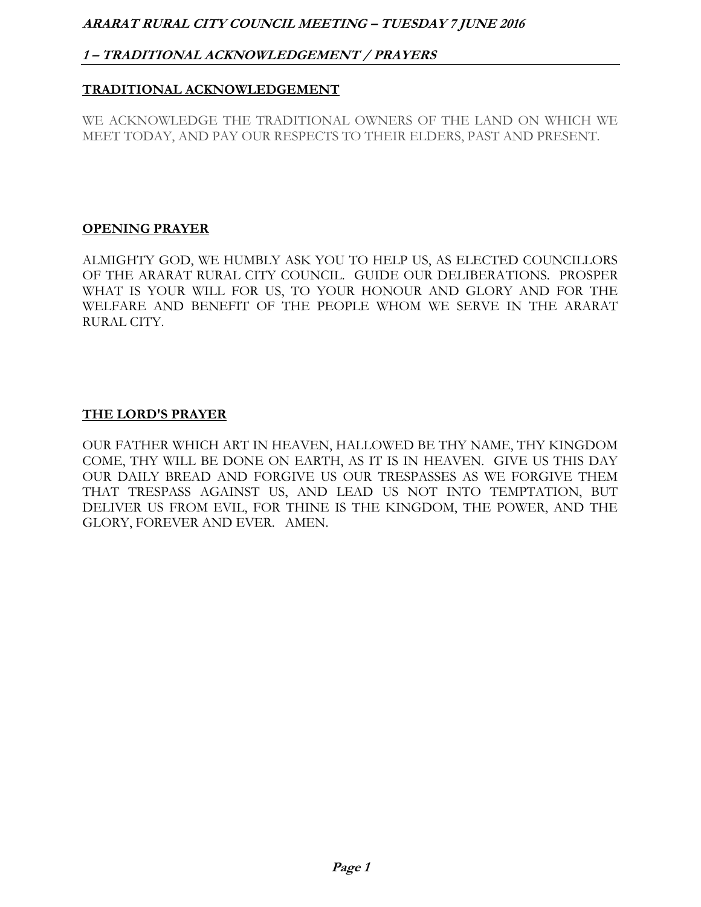## *1 – TRADITIONAL ACKNOWLEDGEMENT / PRAYERS*

### TRADITIONAL ACKNOWLEDGEMENT

WE ACKNOWLEDGE THE TRADITIONAL OWNERS OF THE LAND ON WHICH WE MEET TODAY, AND PAY OUR RESPECTS TO THEIR ELDERS, PAST AND PRESENT.

### OPENING PRAYER

ALMIGHTY GOD, WE HUMBLY ASK YOU TO HELP US, AS ELECTED COUNCILLORS OF THE ARARAT RURAL CITY COUNCIL. GUIDE OUR DELIBERATIONS. PROSPER WHAT IS YOUR WILL FOR US, TO YOUR HONOUR AND GLORY AND FOR THE WELFARE AND BENEFIT OF THE PEOPLE WHOM WE SERVE IN THE ARARAT RURAL CITY.

### THE LORD'S PRAYER

OUR FATHER WHICH ART IN HEAVEN, HALLOWED BE THY NAME, THY KINGDOM COME, THY WILL BE DONE ON EARTH, AS IT IS IN HEAVEN. GIVE US THIS DAY OUR DAILY BREAD AND FORGIVE US OUR TRESPASSES AS WE FORGIVE THEM THAT TRESPASS AGAINST US, AND LEAD US NOT INTO TEMPTATION, BUT DELIVER US FROM EVIL, FOR THINE IS THE KINGDOM, THE POWER, AND THE GLORY, FOREVER AND EVER. AMEN.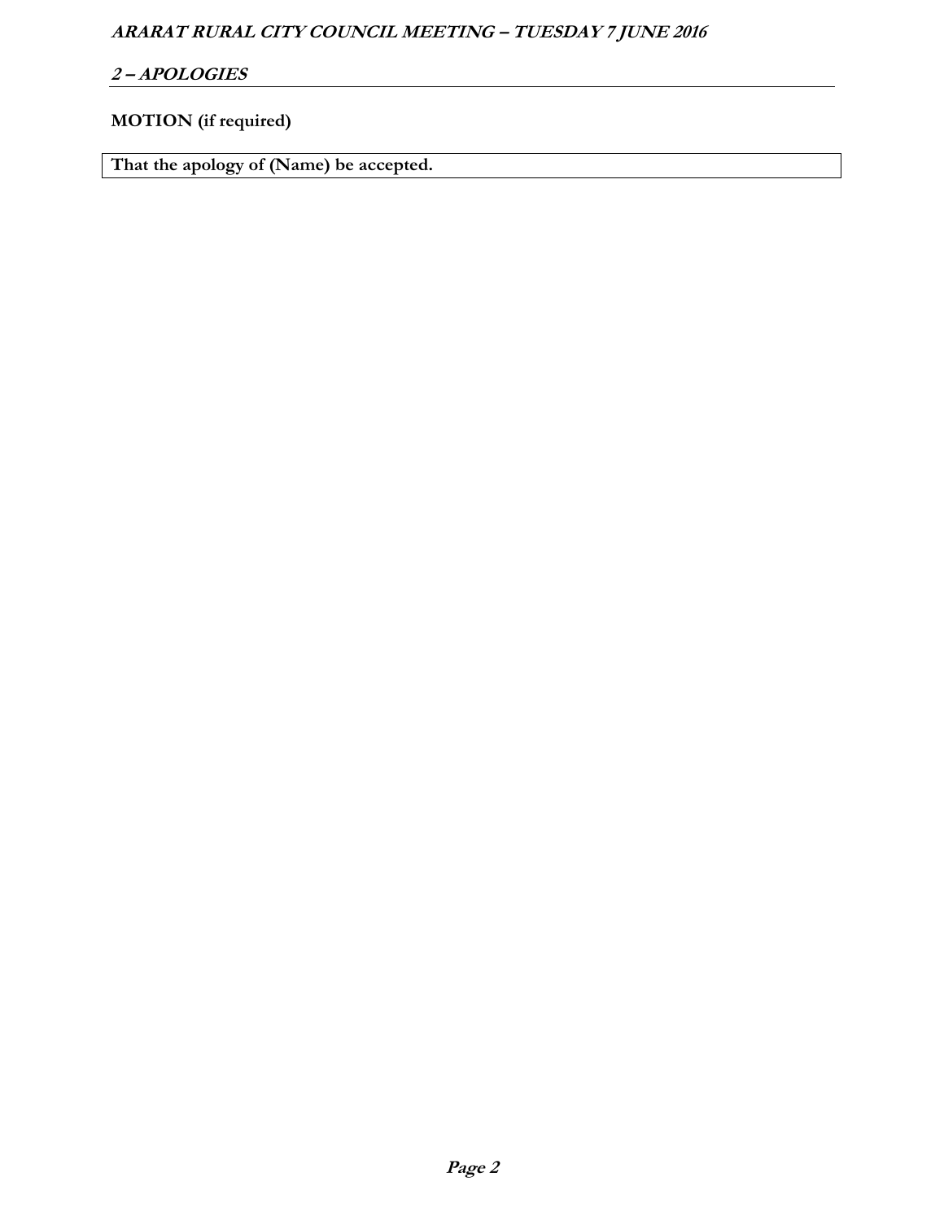## 2 – APOLOGIES

**MOTION (if required)**

**That the apology of (Name) be accepted.**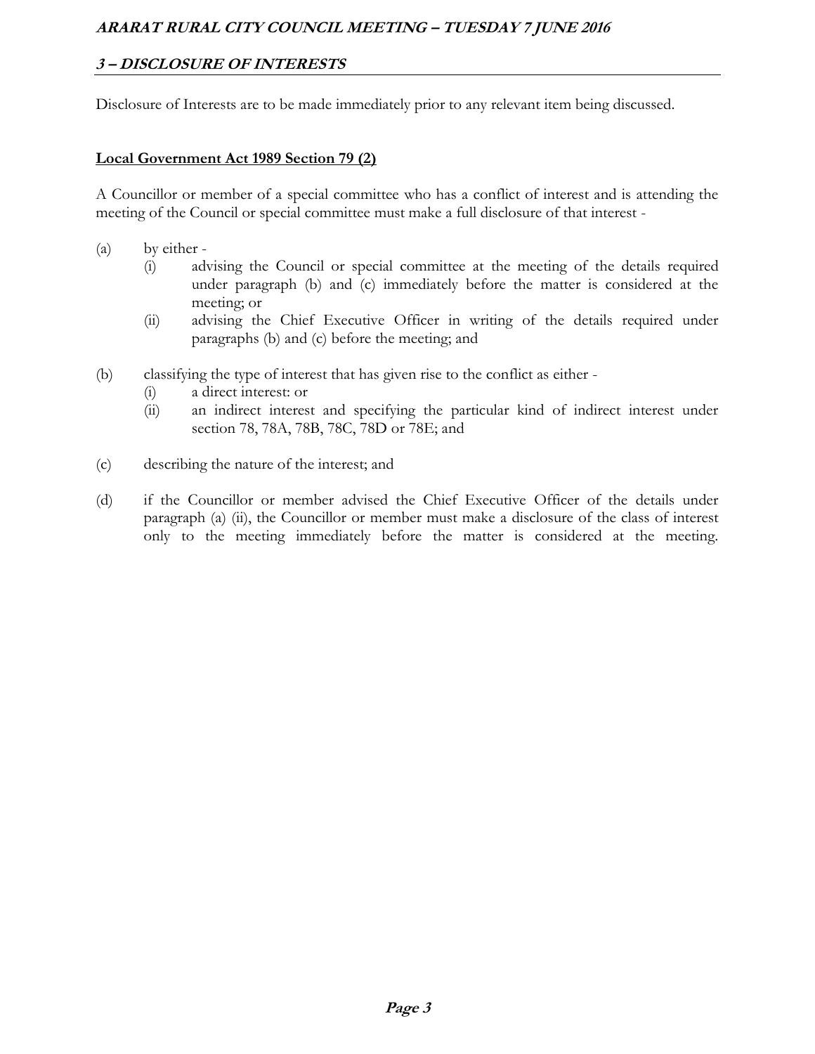## *3 – DISCLOSURE OF INTERESTS*

Disclosure of Interests are to be made immediately prior to any relevant item being discussed.

**Local Government Act 1989 Section 79 (2)**

A Councillor or member of a special committee who has a conflict of interest and is attending the meeting of the Council or special committee must make a full disclosure of that interest -

(a) by either -
  - (i) advising the Council or special committee at the meeting of the details required under paragraph (b) and (c) immediately before the matter is considered at the meeting; or
  - (ii) advising the Chief Executive Officer in writing of the details required under paragraphs (b) and (c) before the meeting; and

(b) classifying the type of interest that has given rise to the conflict as either -
  - (i) a direct interest: or
  - (ii) an indirect interest and specifying the particular kind of indirect interest under section 78, 78A, 78B, 78C, 78D or 78E; and

(c) describing the nature of the interest; and

(d) if the Councillor or member advised the Chief Executive Officer of the details under paragraph (a) (ii), the Councillor or member must make a disclosure of the class of interest only to the meeting immediately before the matter is considered at the meeting.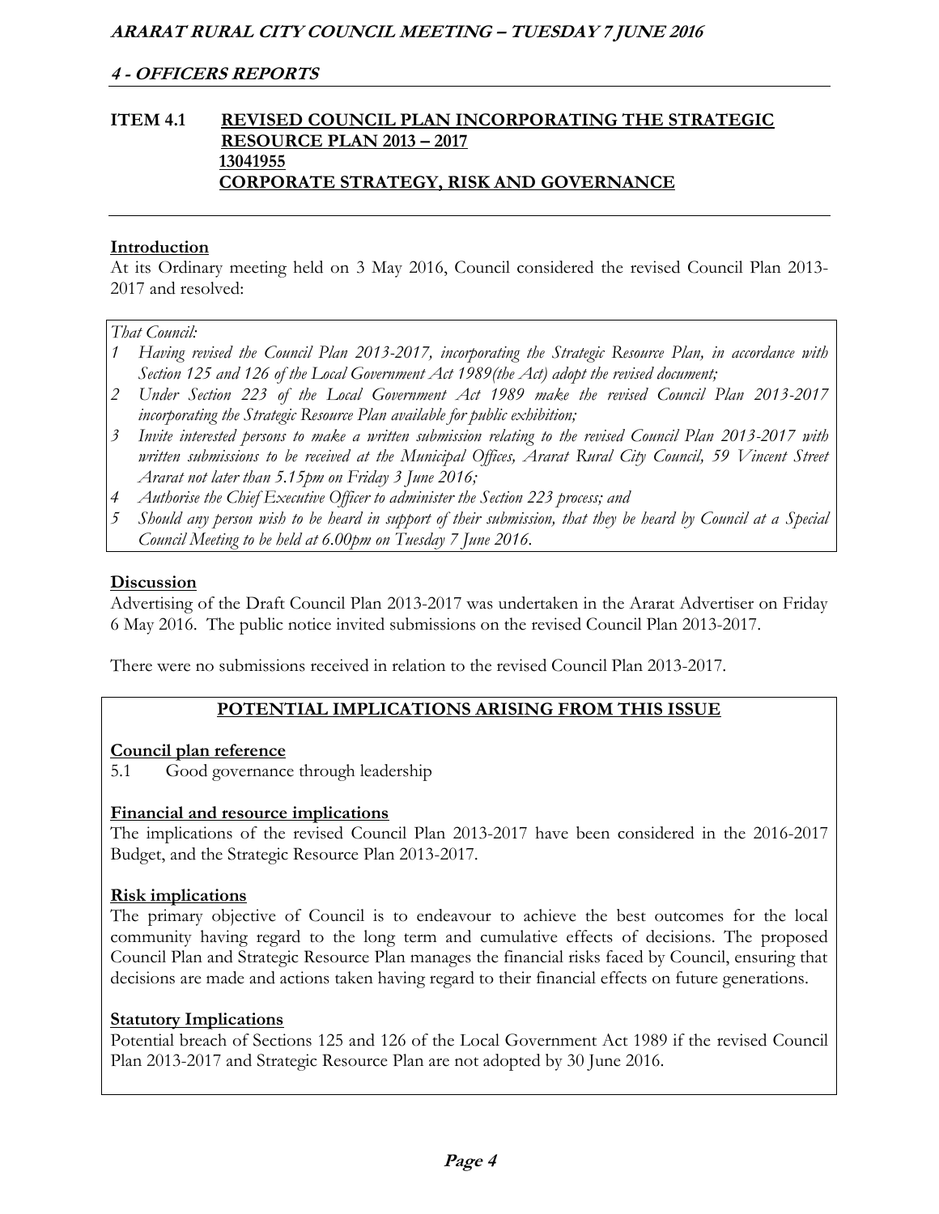## 4 - OFFICERS REPORTS

### ITEM 4.1 REVISED COUNCIL PLAN INCORPORATING THE STRATEGIC RESOURCE PLAN 2013 – 2017

**13041955**

**CORPORATE STRATEGY, RISK AND GOVERNANCE**

**Introduction**

At its Ordinary meeting held on 3 May 2016, Council considered the revised Council Plan 2013-2017 and resolved:

*That Council:*

1. *Having revised the Council Plan 2013-2017, incorporating the Strategic Resource Plan, in accordance with Section 125 and 126 of the Local Government Act 1989(the Act) adopt the revised document;*
2. *Under Section 223 of the Local Government Act 1989 make the revised Council Plan 2013-2017 incorporating the Strategic Resource Plan available for public exhibition;*
3. *Invite interested persons to make a written submission relating to the revised Council Plan 2013-2017 with written submissions to be received at the Municipal Offices, Ararat Rural City Council, 59 Vincent Street Ararat not later than 5.15pm on Friday 3 June 2016;*
4. *Authorise the Chief Executive Officer to administer the Section 223 process; and*
5. *Should any person wish to be heard in support of their submission, that they be heard by Council at a Special Council Meeting to be held at 6.00pm on Tuesday 7 June 2016.*

**Discussion**

Advertising of the Draft Council Plan 2013-2017 was undertaken in the Ararat Advertiser on Friday 6 May 2016. The public notice invited submissions on the revised Council Plan 2013-2017.

There were no submissions received in relation to the revised Council Plan 2013-2017.

**POTENTIAL IMPLICATIONS ARISING FROM THIS ISSUE**

**Council plan reference**

5.1 Good governance through leadership

**Financial and resource implications**

The implications of the revised Council Plan 2013-2017 have been considered in the 2016-2017 Budget, and the Strategic Resource Plan 2013-2017.

**Risk implications**

The primary objective of Council is to endeavour to achieve the best outcomes for the local community having regard to the long term and cumulative effects of decisions. The proposed Council Plan and Strategic Resource Plan manages the financial risks faced by Council, ensuring that decisions are made and actions taken having regard to their financial effects on future generations.

**Statutory Implications**

Potential breach of Sections 125 and 126 of the Local Government Act 1989 if the revised Council Plan 2013-2017 and Strategic Resource Plan are not adopted by 30 June 2016.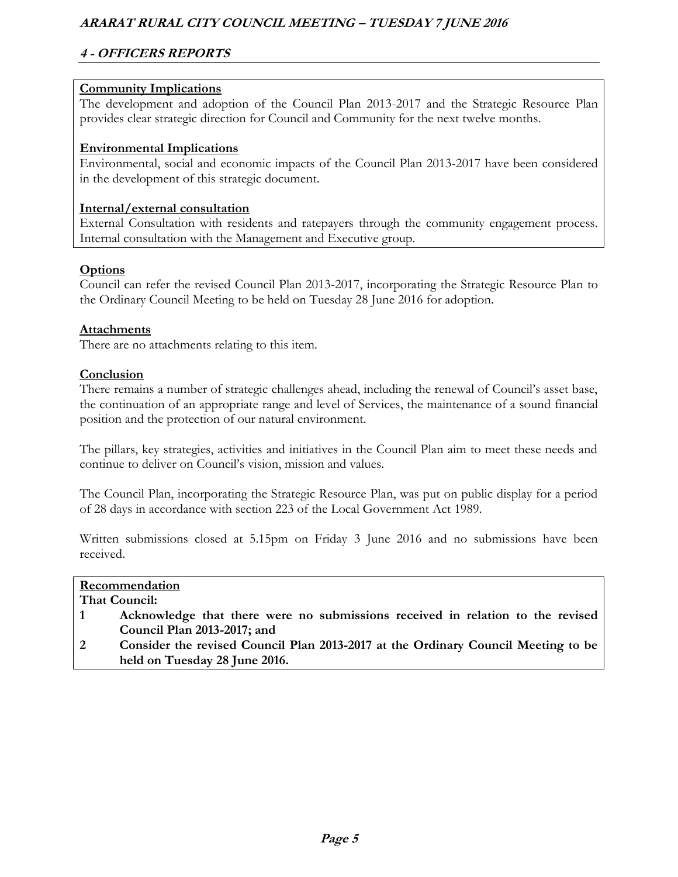**Community Implications**

The development and adoption of the Council Plan 2013-2017 and the Strategic Resource Plan provides clear strategic direction for Council and Community for the next twelve months.

**Environmental Implications**

Environmental, social and economic impacts of the Council Plan 2013-2017 have been considered in the development of this strategic document.

**Internal/external consultation**

External Consultation with residents and ratepayers through the community engagement process. Internal consultation with the Management and Executive group.

**Options**

Council can refer the revised Council Plan 2013-2017, incorporating the Strategic Resource Plan to the Ordinary Council Meeting to be held on Tuesday 28 June 2016 for adoption.

**Attachments**

There are no attachments relating to this item.

**Conclusion**

There remains a number of strategic challenges ahead, including the renewal of Council's asset base, the continuation of an appropriate range and level of Services, the maintenance of a sound financial position and the protection of our natural environment.

The pillars, key strategies, activities and initiatives in the Council Plan aim to meet these needs and continue to deliver on Council's vision, mission and values.

The Council Plan, incorporating the Strategic Resource Plan, was put on public display for a period of 28 days in accordance with section 223 of the Local Government Act 1989.

Written submissions closed at 5.15pm on Friday 3 June 2016 and no submissions have been received.

**Recommendation**

**That Council:**

1. **Acknowledge that there were no submissions received in relation to the revised Council Plan 2013-2017; and**
2. **Consider the revised Council Plan 2013-2017 at the Ordinary Council Meeting to be held on Tuesday 28 June 2016.**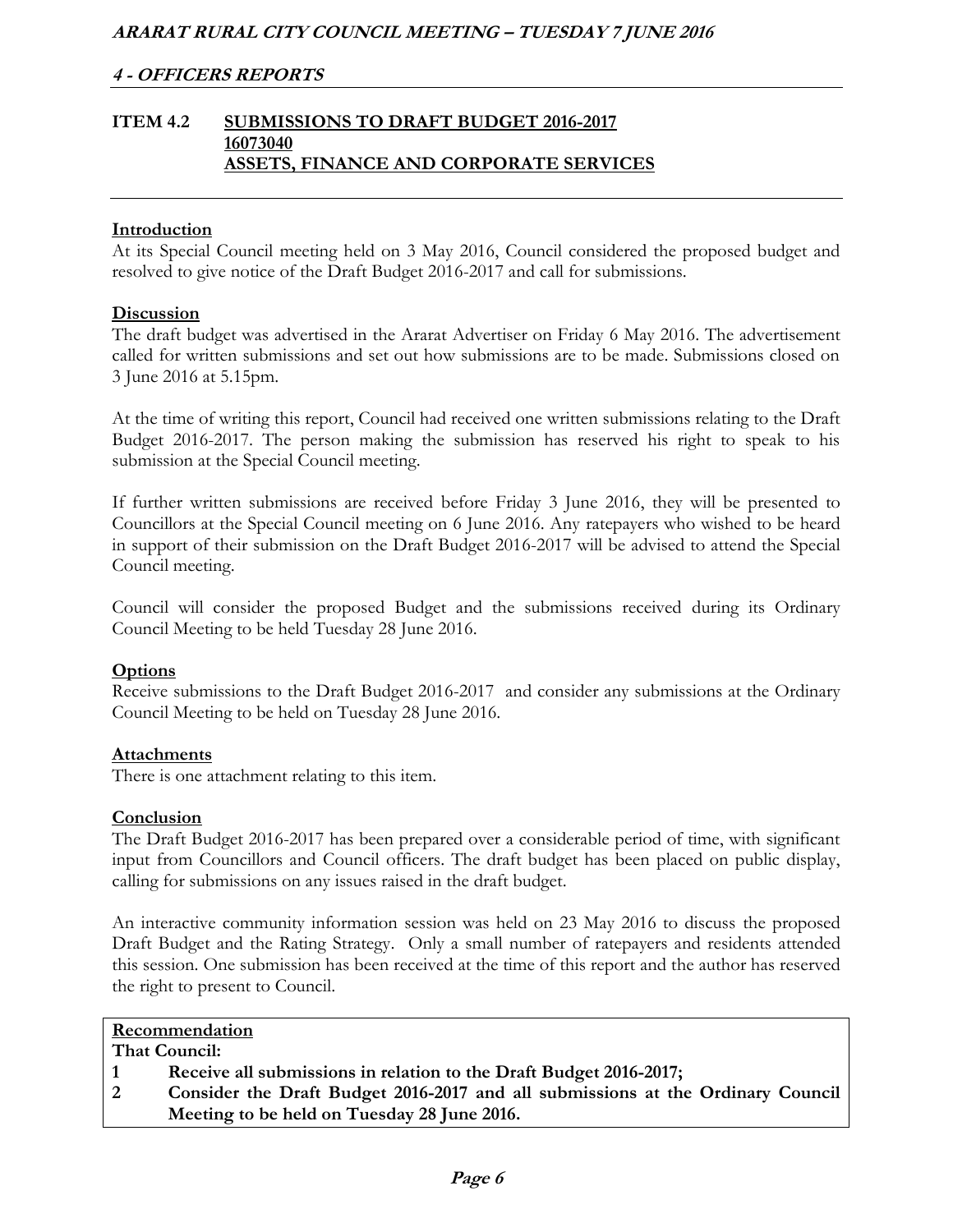## 4 - OFFICERS REPORTS

### ITEM 4.2 SUBMISSIONS TO DRAFT BUDGET 2016-2017
### 16073040
### ASSETS, FINANCE AND CORPORATE SERVICES

**Introduction**

At its Special Council meeting held on 3 May 2016, Council considered the proposed budget and resolved to give notice of the Draft Budget 2016-2017 and call for submissions.

**Discussion**

The draft budget was advertised in the Ararat Advertiser on Friday 6 May 2016. The advertisement called for written submissions and set out how submissions are to be made. Submissions closed on 3 June 2016 at 5.15pm.

At the time of writing this report, Council had received one written submissions relating to the Draft Budget 2016-2017. The person making the submission has reserved his right to speak to his submission at the Special Council meeting.

If further written submissions are received before Friday 3 June 2016, they will be presented to Councillors at the Special Council meeting on 6 June 2016. Any ratepayers who wished to be heard in support of their submission on the Draft Budget 2016-2017 will be advised to attend the Special Council meeting.

Council will consider the proposed Budget and the submissions received during its Ordinary Council Meeting to be held Tuesday 28 June 2016.

**Options**

Receive submissions to the Draft Budget 2016-2017 and consider any submissions at the Ordinary Council Meeting to be held on Tuesday 28 June 2016.

**Attachments**

There is one attachment relating to this item.

**Conclusion**

The Draft Budget 2016-2017 has been prepared over a considerable period of time, with significant input from Councillors and Council officers. The draft budget has been placed on public display, calling for submissions on any issues raised in the draft budget.

An interactive community information session was held on 23 May 2016 to discuss the proposed Draft Budget and the Rating Strategy. Only a small number of ratepayers and residents attended this session. One submission has been received at the time of this report and the author has reserved the right to present to Council.

**Recommendation**

**That Council:**

**1 Receive all submissions in relation to the Draft Budget 2016-2017;**

**2 Consider the Draft Budget 2016-2017 and all submissions at the Ordinary Council Meeting to be held on Tuesday 28 June 2016.**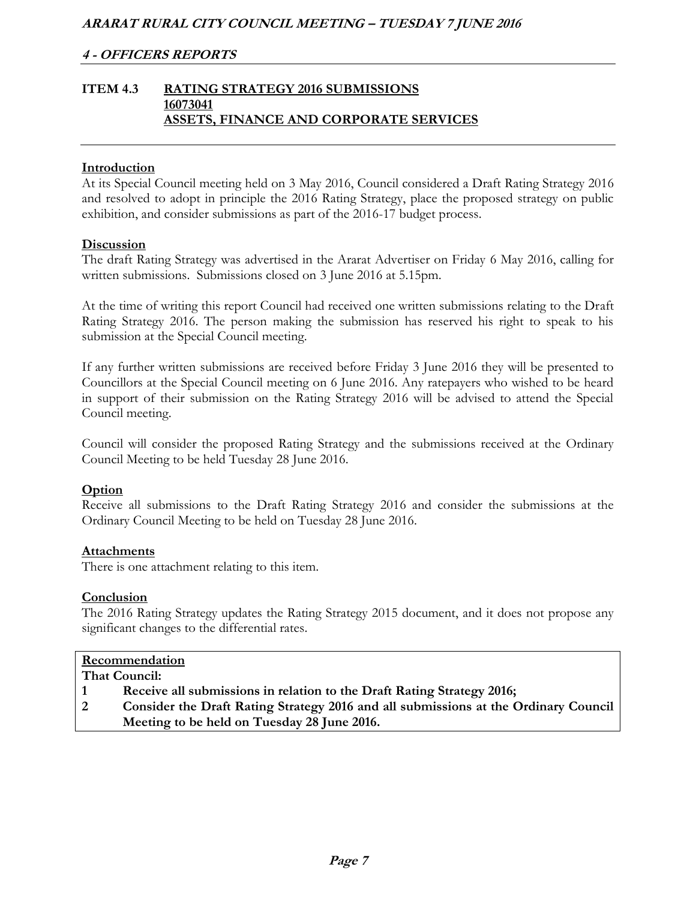## 4 - OFFICERS REPORTS

### ITEM 4.3 RATING STRATEGY 2016 SUBMISSIONS
**16073041**
**ASSETS, FINANCE AND CORPORATE SERVICES**

**Introduction**

At its Special Council meeting held on 3 May 2016, Council considered a Draft Rating Strategy 2016 and resolved to adopt in principle the 2016 Rating Strategy, place the proposed strategy on public exhibition, and consider submissions as part of the 2016-17 budget process.

**Discussion**

The draft Rating Strategy was advertised in the Ararat Advertiser on Friday 6 May 2016, calling for written submissions. Submissions closed on 3 June 2016 at 5.15pm.

At the time of writing this report Council had received one written submissions relating to the Draft Rating Strategy 2016. The person making the submission has reserved his right to speak to his submission at the Special Council meeting.

If any further written submissions are received before Friday 3 June 2016 they will be presented to Councillors at the Special Council meeting on 6 June 2016. Any ratepayers who wished to be heard in support of their submission on the Rating Strategy 2016 will be advised to attend the Special Council meeting.

Council will consider the proposed Rating Strategy and the submissions received at the Ordinary Council Meeting to be held Tuesday 28 June 2016.

**Option**

Receive all submissions to the Draft Rating Strategy 2016 and consider the submissions at the Ordinary Council Meeting to be held on Tuesday 28 June 2016.

**Attachments**

There is one attachment relating to this item.

**Conclusion**

The 2016 Rating Strategy updates the Rating Strategy 2015 document, and it does not propose any significant changes to the differential rates.

**Recommendation**

**That Council:**

1. **Receive all submissions in relation to the Draft Rating Strategy 2016;**
2. **Consider the Draft Rating Strategy 2016 and all submissions at the Ordinary Council Meeting to be held on Tuesday 28 June 2016.**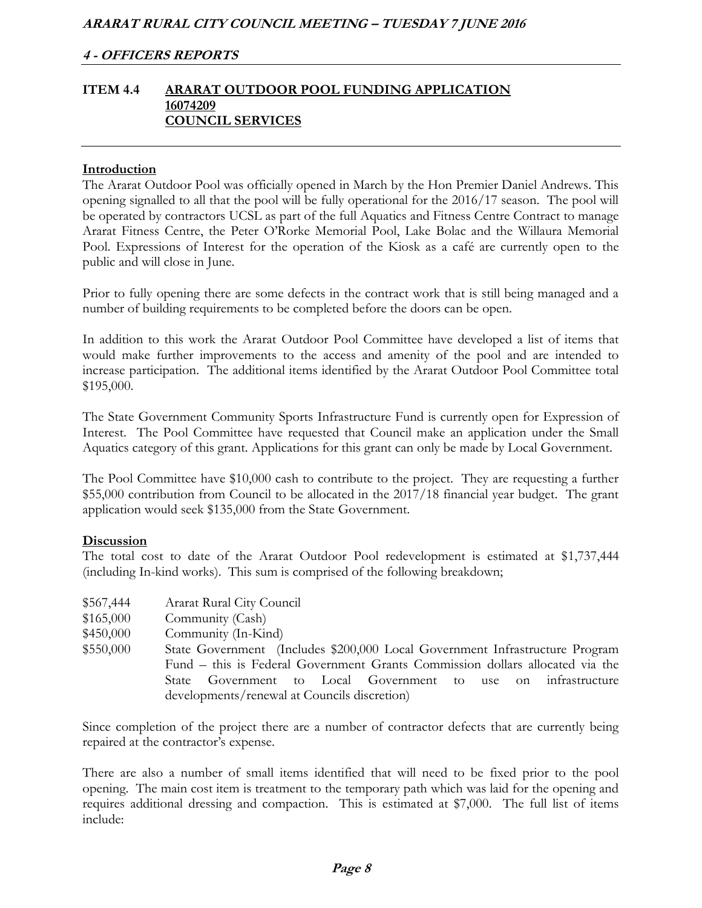## ITEM 4.4 ARARAT OUTDOOR POOL FUNDING APPLICATION
## 16074209
## COUNCIL SERVICES

**Introduction**

The Ararat Outdoor Pool was officially opened in March by the Hon Premier Daniel Andrews. This opening signalled to all that the pool will be fully operational for the 2016/17 season. The pool will be operated by contractors UCSL as part of the full Aquatics and Fitness Centre Contract to manage Ararat Fitness Centre, the Peter O'Rorke Memorial Pool, Lake Bolac and the Willaura Memorial Pool. Expressions of Interest for the operation of the Kiosk as a café are currently open to the public and will close in June.

Prior to fully opening there are some defects in the contract work that is still being managed and a number of building requirements to be completed before the doors can be open.

In addition to this work the Ararat Outdoor Pool Committee have developed a list of items that would make further improvements to the access and amenity of the pool and are intended to increase participation. The additional items identified by the Ararat Outdoor Pool Committee total $195,000.

The State Government Community Sports Infrastructure Fund is currently open for Expression of Interest. The Pool Committee have requested that Council make an application under the Small Aquatics category of this grant. Applications for this grant can only be made by Local Government.

The Pool Committee have $10,000 cash to contribute to the project. They are requesting a further $55,000 contribution from Council to be allocated in the 2017/18 financial year budget. The grant application would seek $135,000 from the State Government.

**Discussion**

The total cost to date of the Ararat Outdoor Pool redevelopment is estimated at $1,737,444 (including In-kind works). This sum is comprised of the following breakdown;

| | |
|---|---|
| $567,444 | Ararat Rural City Council |
| $165,000 | Community (Cash) |
| $450,000 | Community (In-Kind) |
| $550,000 | State Government (Includes $200,000 Local Government Infrastructure Program Fund – this is Federal Government Grants Commission dollars allocated via the State Government to Local Government to use on infrastructure developments/renewal at Councils discretion) |

Since completion of the project there are a number of contractor defects that are currently being repaired at the contractor's expense.

There are also a number of small items identified that will need to be fixed prior to the pool opening. The main cost item is treatment to the temporary path which was laid for the opening and requires additional dressing and compaction. This is estimated at $7,000. The full list of items include: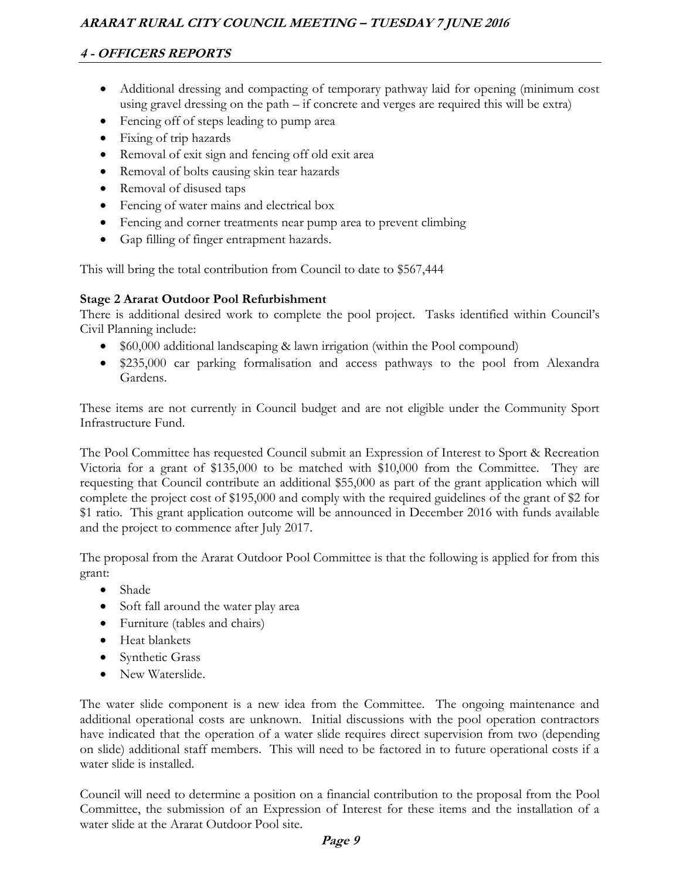- Additional dressing and compacting of temporary pathway laid for opening (minimum cost using gravel dressing on the path – if concrete and verges are required this will be extra)
- Fencing off of steps leading to pump area
- Fixing of trip hazards
- Removal of exit sign and fencing off old exit area
- Removal of bolts causing skin tear hazards
- Removal of disused taps
- Fencing of water mains and electrical box
- Fencing and corner treatments near pump area to prevent climbing
- Gap filling of finger entrapment hazards.

This will bring the total contribution from Council to date to $567,444

**Stage 2 Ararat Outdoor Pool Refurbishment**

There is additional desired work to complete the pool project. Tasks identified within Council's Civil Planning include:

- $60,000 additional landscaping & lawn irrigation (within the Pool compound)
- $235,000 car parking formalisation and access pathways to the pool from Alexandra Gardens.

These items are not currently in Council budget and are not eligible under the Community Sport Infrastructure Fund.

The Pool Committee has requested Council submit an Expression of Interest to Sport & Recreation Victoria for a grant of $135,000 to be matched with $10,000 from the Committee. They are requesting that Council contribute an additional $55,000 as part of the grant application which will complete the project cost of $195,000 and comply with the required guidelines of the grant of $2 for $1 ratio. This grant application outcome will be announced in December 2016 with funds available and the project to commence after July 2017.

The proposal from the Ararat Outdoor Pool Committee is that the following is applied for from this grant:

- Shade
- Soft fall around the water play area
- Furniture (tables and chairs)
- Heat blankets
- Synthetic Grass
- New Waterslide.

The water slide component is a new idea from the Committee. The ongoing maintenance and additional operational costs are unknown. Initial discussions with the pool operation contractors have indicated that the operation of a water slide requires direct supervision from two (depending on slide) additional staff members. This will need to be factored in to future operational costs if a water slide is installed.

Council will need to determine a position on a financial contribution to the proposal from the Pool Committee, the submission of an Expression of Interest for these items and the installation of a water slide at the Ararat Outdoor Pool site.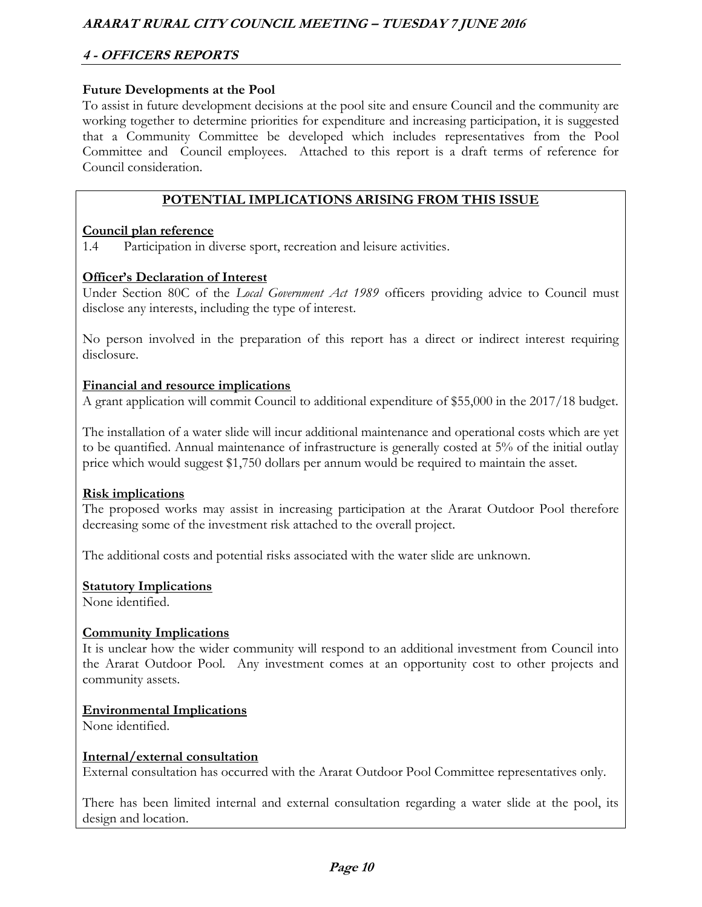**Future Developments at the Pool**

To assist in future development decisions at the pool site and ensure Council and the community are working together to determine priorities for expenditure and increasing participation, it is suggested that a Community Committee be developed which includes representatives from the Pool Committee and Council employees. Attached to this report is a draft terms of reference for Council consideration.

## POTENTIAL IMPLICATIONS ARISING FROM THIS ISSUE

**Council plan reference**

1.4 Participation in diverse sport, recreation and leisure activities.

**Officer's Declaration of Interest**

Under Section 80C of the *Local Government Act 1989* officers providing advice to Council must disclose any interests, including the type of interest.

No person involved in the preparation of this report has a direct or indirect interest requiring disclosure.

**Financial and resource implications**

A grant application will commit Council to additional expenditure of $55,000 in the 2017/18 budget.

The installation of a water slide will incur additional maintenance and operational costs which are yet to be quantified. Annual maintenance of infrastructure is generally costed at 5% of the initial outlay price which would suggest $1,750 dollars per annum would be required to maintain the asset.

**Risk implications**

The proposed works may assist in increasing participation at the Ararat Outdoor Pool therefore decreasing some of the investment risk attached to the overall project.

The additional costs and potential risks associated with the water slide are unknown.

**Statutory Implications**

None identified.

**Community Implications**

It is unclear how the wider community will respond to an additional investment from Council into the Ararat Outdoor Pool. Any investment comes at an opportunity cost to other projects and community assets.

**Environmental Implications**

None identified.

**Internal/external consultation**

External consultation has occurred with the Ararat Outdoor Pool Committee representatives only.

There has been limited internal and external consultation regarding a water slide at the pool, its design and location.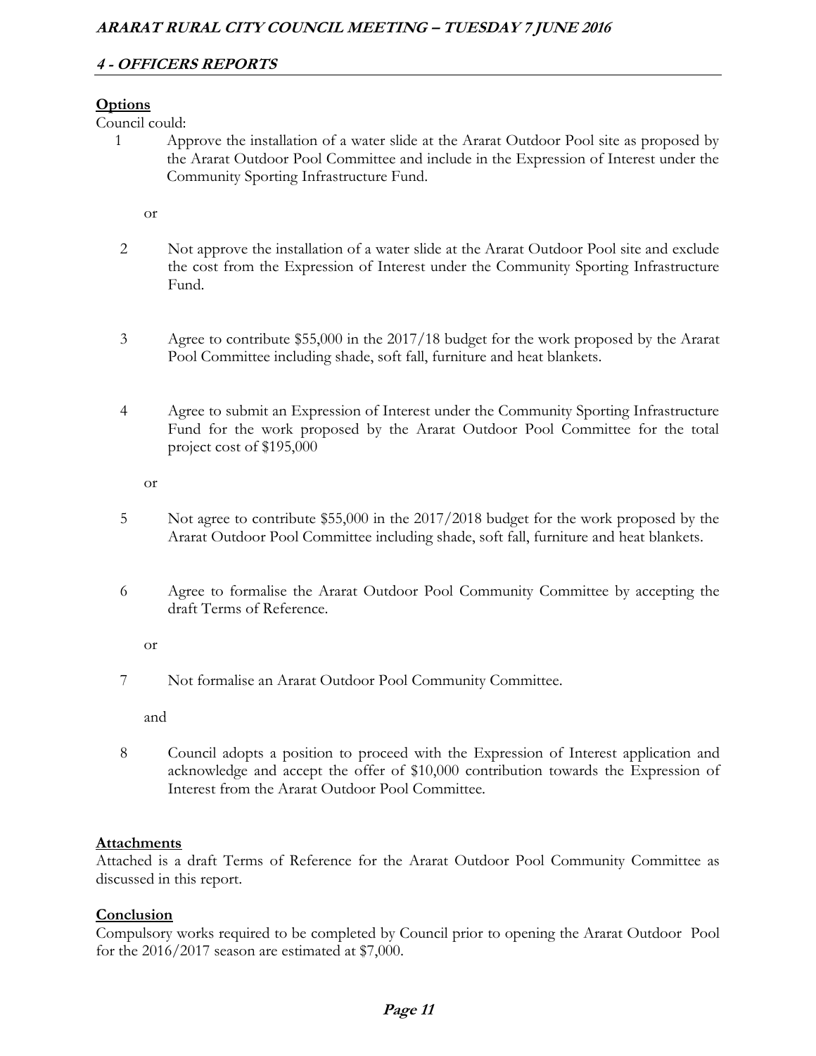**Options**

Council could:

1. Approve the installation of a water slide at the Ararat Outdoor Pool site as proposed by the Ararat Outdoor Pool Committee and include in the Expression of Interest under the Community Sporting Infrastructure Fund.

   or

2. Not approve the installation of a water slide at the Ararat Outdoor Pool site and exclude the cost from the Expression of Interest under the Community Sporting Infrastructure Fund.

3. Agree to contribute $55,000 in the 2017/18 budget for the work proposed by the Ararat Pool Committee including shade, soft fall, furniture and heat blankets.

4. Agree to submit an Expression of Interest under the Community Sporting Infrastructure Fund for the work proposed by the Ararat Outdoor Pool Committee for the total project cost of $195,000

   or

5. Not agree to contribute $55,000 in the 2017/2018 budget for the work proposed by the Ararat Outdoor Pool Committee including shade, soft fall, furniture and heat blankets.

6. Agree to formalise the Ararat Outdoor Pool Community Committee by accepting the draft Terms of Reference.

   or

7. Not formalise an Ararat Outdoor Pool Community Committee.

   and

8. Council adopts a position to proceed with the Expression of Interest application and acknowledge and accept the offer of $10,000 contribution towards the Expression of Interest from the Ararat Outdoor Pool Committee.

**Attachments**

Attached is a draft Terms of Reference for the Ararat Outdoor Pool Community Committee as discussed in this report.

**Conclusion**

Compulsory works required to be completed by Council prior to opening the Ararat Outdoor Pool for the 2016/2017 season are estimated at $7,000.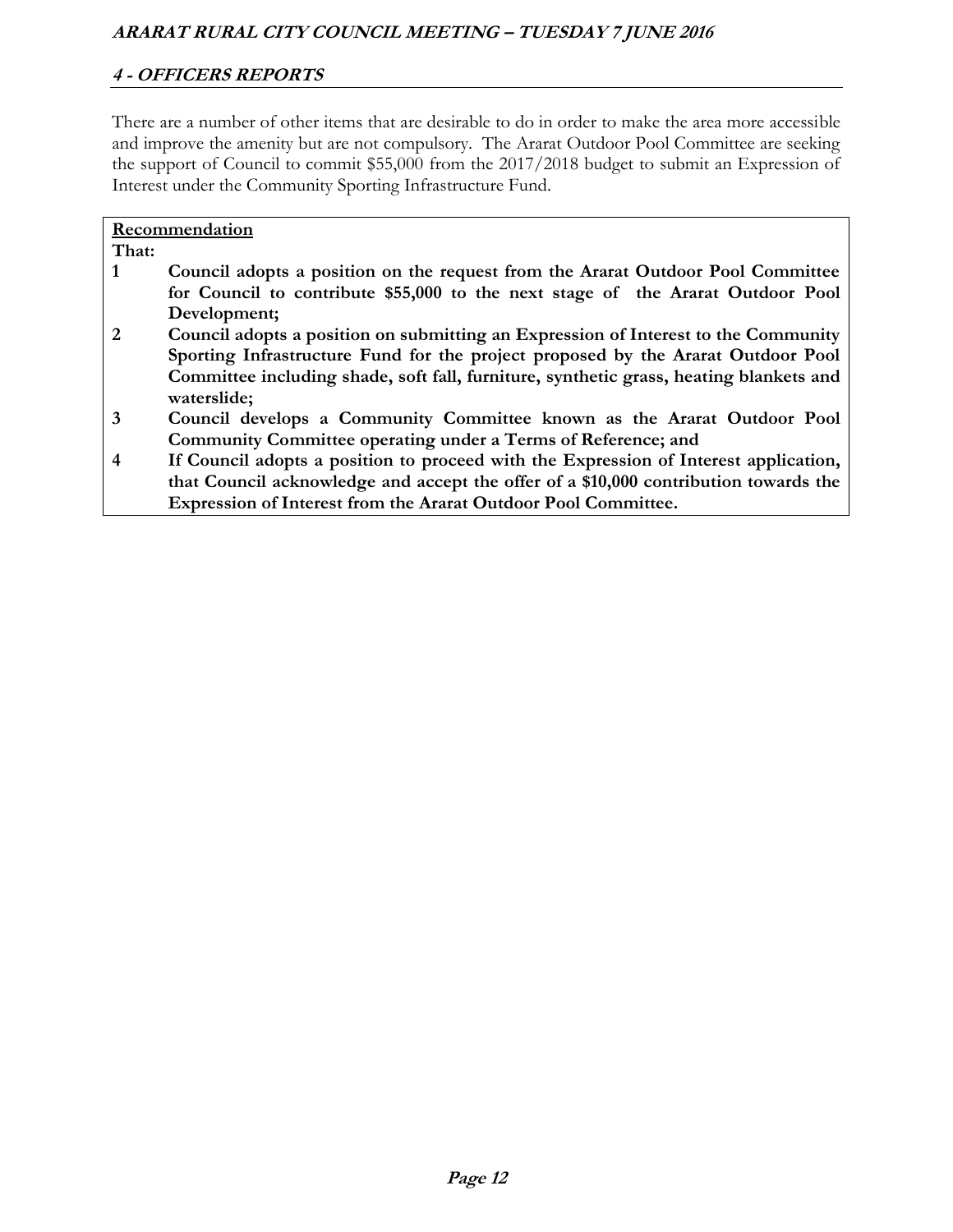There are a number of other items that are desirable to do in order to make the area more accessible and improve the amenity but are not compulsory. The Ararat Outdoor Pool Committee are seeking the support of Council to commit $55,000 from the 2017/2018 budget to submit an Expression of Interest under the Community Sporting Infrastructure Fund.

**Recommendation**

**That:**

1. **Council adopts a position on the request from the Ararat Outdoor Pool Committee for Council to contribute $55,000 to the next stage of the Ararat Outdoor Pool Development;**
2. **Council adopts a position on submitting an Expression of Interest to the Community Sporting Infrastructure Fund for the project proposed by the Ararat Outdoor Pool Committee including shade, soft fall, furniture, synthetic grass, heating blankets and waterslide;**
3. **Council develops a Community Committee known as the Ararat Outdoor Pool Community Committee operating under a Terms of Reference; and**
4. **If Council adopts a position to proceed with the Expression of Interest application, that Council acknowledge and accept the offer of a $10,000 contribution towards the Expression of Interest from the Ararat Outdoor Pool Committee.**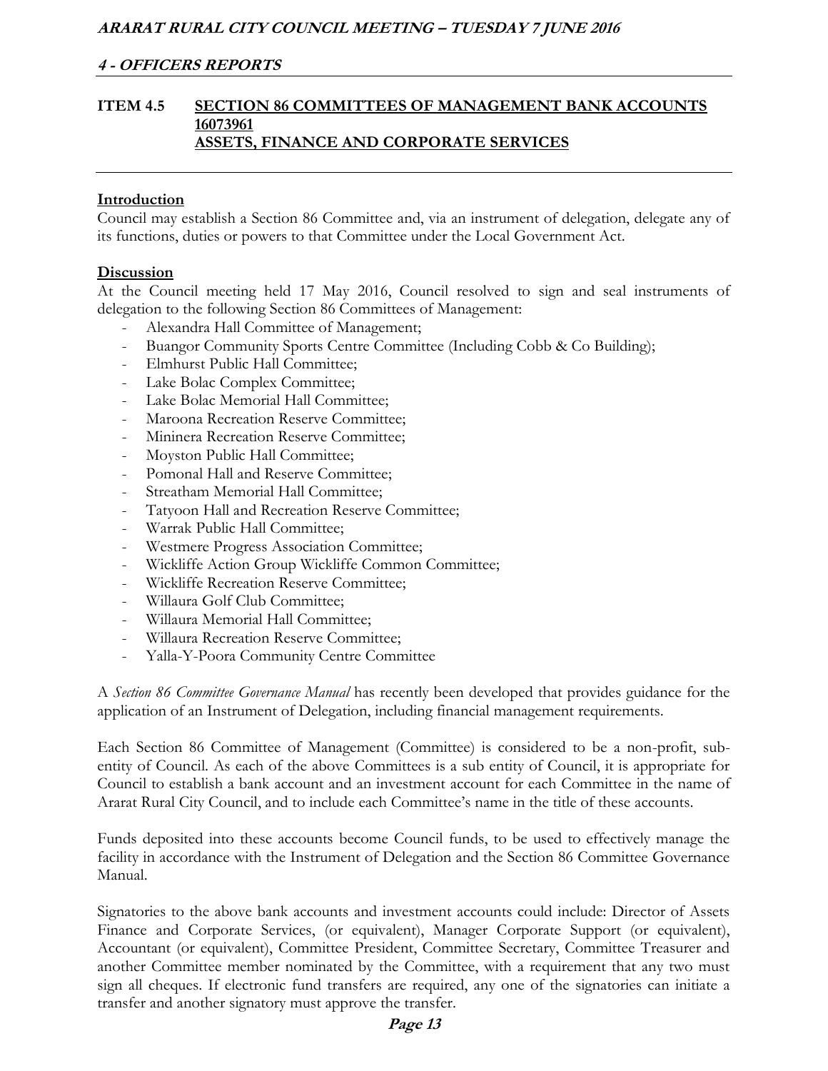## ITEM 4.5 SECTION 86 COMMITTEES OF MANAGEMENT BANK ACCOUNTS 16073961 ASSETS, FINANCE AND CORPORATE SERVICES

### Introduction

Council may establish a Section 86 Committee and, via an instrument of delegation, delegate any of its functions, duties or powers to that Committee under the Local Government Act.

### Discussion

At the Council meeting held 17 May 2016, Council resolved to sign and seal instruments of delegation to the following Section 86 Committees of Management:

- Alexandra Hall Committee of Management;
- Buangor Community Sports Centre Committee (Including Cobb & Co Building);
- Elmhurst Public Hall Committee;
- Lake Bolac Complex Committee;
- Lake Bolac Memorial Hall Committee;
- Maroona Recreation Reserve Committee;
- Mininera Recreation Reserve Committee;
- Moyston Public Hall Committee;
- Pomonal Hall and Reserve Committee;
- Streatham Memorial Hall Committee;
- Tatyoon Hall and Recreation Reserve Committee;
- Warrak Public Hall Committee;
- Westmere Progress Association Committee;
- Wickliffe Action Group Wickliffe Common Committee;
- Wickliffe Recreation Reserve Committee;
- Willaura Golf Club Committee;
- Willaura Memorial Hall Committee;
- Willaura Recreation Reserve Committee;
- Yalla-Y-Poora Community Centre Committee

A *Section 86 Committee Governance Manual* has recently been developed that provides guidance for the application of an Instrument of Delegation, including financial management requirements.

Each Section 86 Committee of Management (Committee) is considered to be a non-profit, sub-entity of Council. As each of the above Committees is a sub entity of Council, it is appropriate for Council to establish a bank account and an investment account for each Committee in the name of Ararat Rural City Council, and to include each Committee's name in the title of these accounts.

Funds deposited into these accounts become Council funds, to be used to effectively manage the facility in accordance with the Instrument of Delegation and the Section 86 Committee Governance Manual.

Signatories to the above bank accounts and investment accounts could include: Director of Assets Finance and Corporate Services, (or equivalent), Manager Corporate Support (or equivalent), Accountant (or equivalent), Committee President, Committee Secretary, Committee Treasurer and another Committee member nominated by the Committee, with a requirement that any two must sign all cheques. If electronic fund transfers are required, any one of the signatories can initiate a transfer and another signatory must approve the transfer.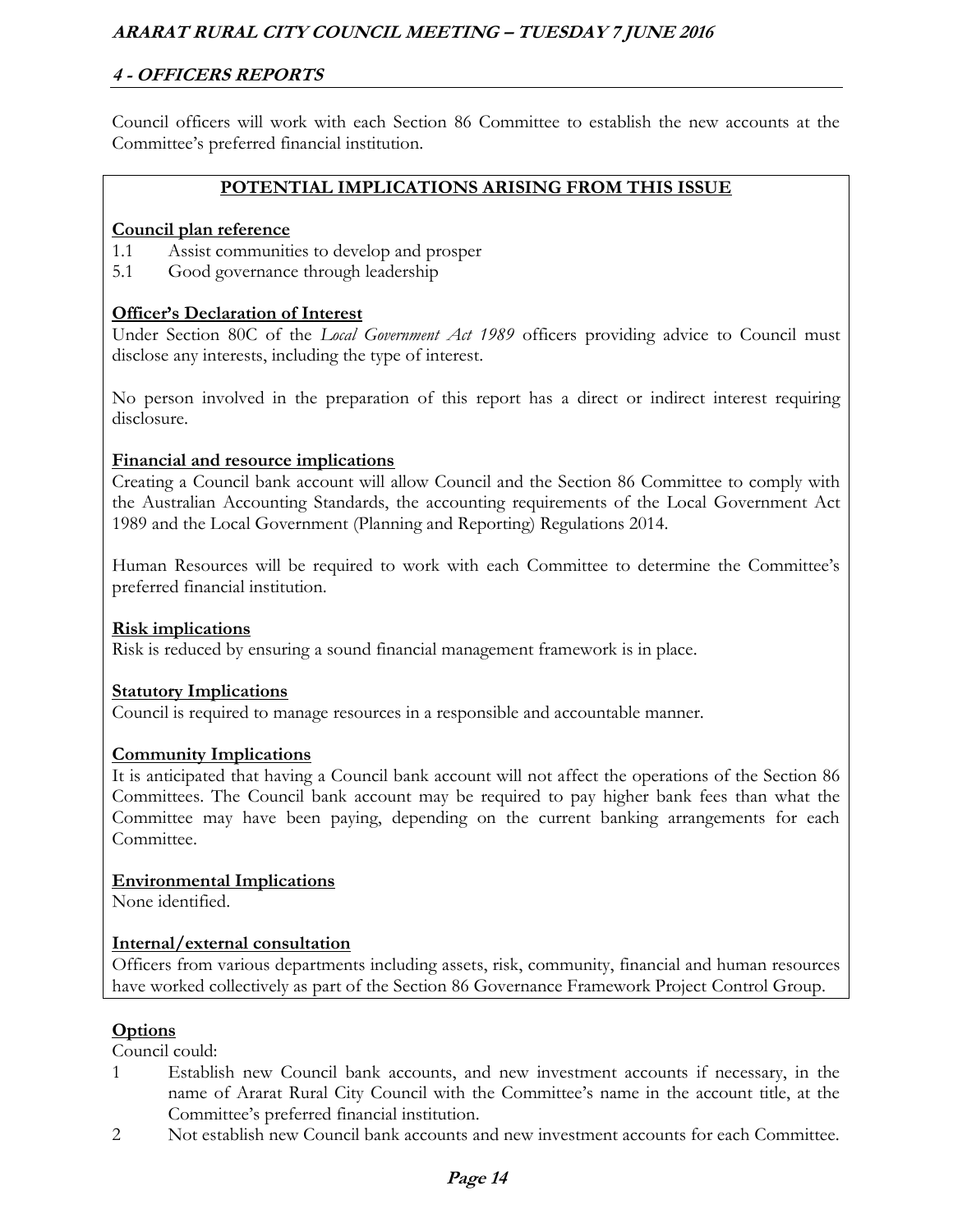Council officers will work with each Section 86 Committee to establish the new accounts at the Committee's preferred financial institution.

## POTENTIAL IMPLICATIONS ARISING FROM THIS ISSUE

**Council plan reference**

1.1 Assist communities to develop and prosper
5.1 Good governance through leadership

**Officer's Declaration of Interest**

Under Section 80C of the *Local Government Act 1989* officers providing advice to Council must disclose any interests, including the type of interest.

No person involved in the preparation of this report has a direct or indirect interest requiring disclosure.

**Financial and resource implications**

Creating a Council bank account will allow Council and the Section 86 Committee to comply with the Australian Accounting Standards, the accounting requirements of the Local Government Act 1989 and the Local Government (Planning and Reporting) Regulations 2014.

Human Resources will be required to work with each Committee to determine the Committee's preferred financial institution.

**Risk implications**

Risk is reduced by ensuring a sound financial management framework is in place.

**Statutory Implications**

Council is required to manage resources in a responsible and accountable manner.

**Community Implications**

It is anticipated that having a Council bank account will not affect the operations of the Section 86 Committees. The Council bank account may be required to pay higher bank fees than what the Committee may have been paying, depending on the current banking arrangements for each Committee.

**Environmental Implications**

None identified.

**Internal/external consultation**

Officers from various departments including assets, risk, community, financial and human resources have worked collectively as part of the Section 86 Governance Framework Project Control Group.

**Options**

Council could:

1. Establish new Council bank accounts, and new investment accounts if necessary, in the name of Ararat Rural City Council with the Committee's name in the account title, at the Committee's preferred financial institution.
2. Not establish new Council bank accounts and new investment accounts for each Committee.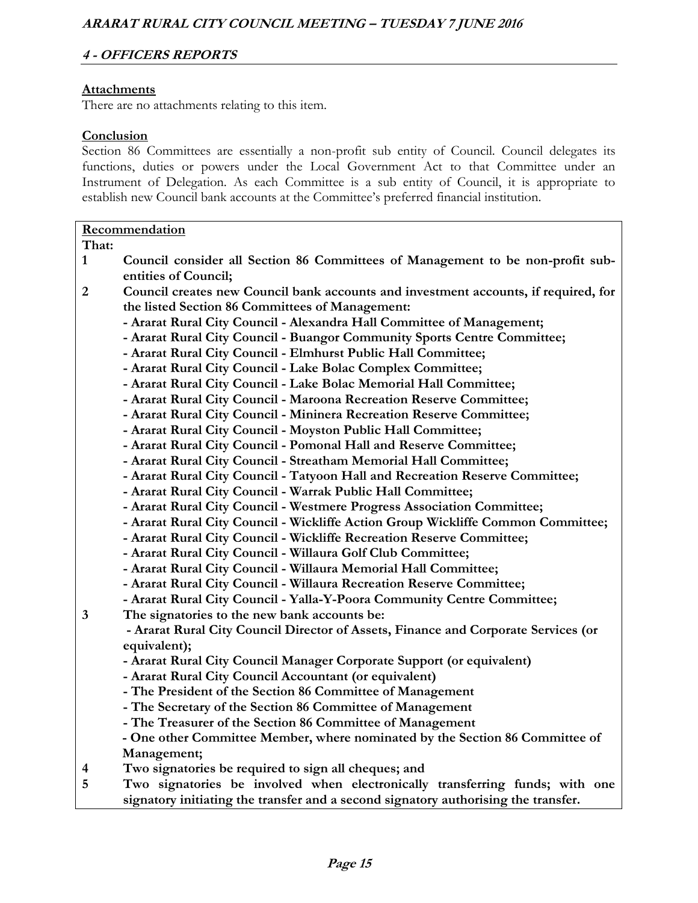**Attachments**

There are no attachments relating to this item.

**Conclusion**

Section 86 Committees are essentially a non-profit sub entity of Council. Council delegates its functions, duties or powers under the Local Government Act to that Committee under an Instrument of Delegation. As each Committee is a sub entity of Council, it is appropriate to establish new Council bank accounts at the Committee's preferred financial institution.

**Recommendation**

**That:**

**1 Council consider all Section 86 Committees of Management to be non-profit sub-entities of Council;**

**2 Council creates new Council bank accounts and investment accounts, if required, for the listed Section 86 Committees of Management:**

- **Ararat Rural City Council - Alexandra Hall Committee of Management;**
- **Ararat Rural City Council - Buangor Community Sports Centre Committee;**
- **Ararat Rural City Council - Elmhurst Public Hall Committee;**
- **Ararat Rural City Council - Lake Bolac Complex Committee;**
- **Ararat Rural City Council - Lake Bolac Memorial Hall Committee;**
- **Ararat Rural City Council - Maroona Recreation Reserve Committee;**
- **Ararat Rural City Council - Mininera Recreation Reserve Committee;**
- **Ararat Rural City Council - Moyston Public Hall Committee;**
- **Ararat Rural City Council - Pomonal Hall and Reserve Committee;**
- **Ararat Rural City Council - Streatham Memorial Hall Committee;**
- **Ararat Rural City Council - Tatyoon Hall and Recreation Reserve Committee;**
- **Ararat Rural City Council - Warrak Public Hall Committee;**
- **Ararat Rural City Council - Westmere Progress Association Committee;**
- **Ararat Rural City Council - Wickliffe Action Group Wickliffe Common Committee;**
- **Ararat Rural City Council - Wickliffe Recreation Reserve Committee;**
- **Ararat Rural City Council - Willaura Golf Club Committee;**
- **Ararat Rural City Council - Willaura Memorial Hall Committee;**
- **Ararat Rural City Council - Willaura Recreation Reserve Committee;**
- **Ararat Rural City Council - Yalla-Y-Poora Community Centre Committee;**

**3 The signatories to the new bank accounts be:**

- **Ararat Rural City Council Director of Assets, Finance and Corporate Services (or equivalent);**
- **Ararat Rural City Council Manager Corporate Support (or equivalent)**
- **Ararat Rural City Council Accountant (or equivalent)**
- **The President of the Section 86 Committee of Management**
- **The Secretary of the Section 86 Committee of Management**
- **The Treasurer of the Section 86 Committee of Management**
- **One other Committee Member, where nominated by the Section 86 Committee of Management;**

**4 Two signatories be required to sign all cheques; and**

**5 Two signatories be involved when electronically transferring funds; with one signatory initiating the transfer and a second signatory authorising the transfer.**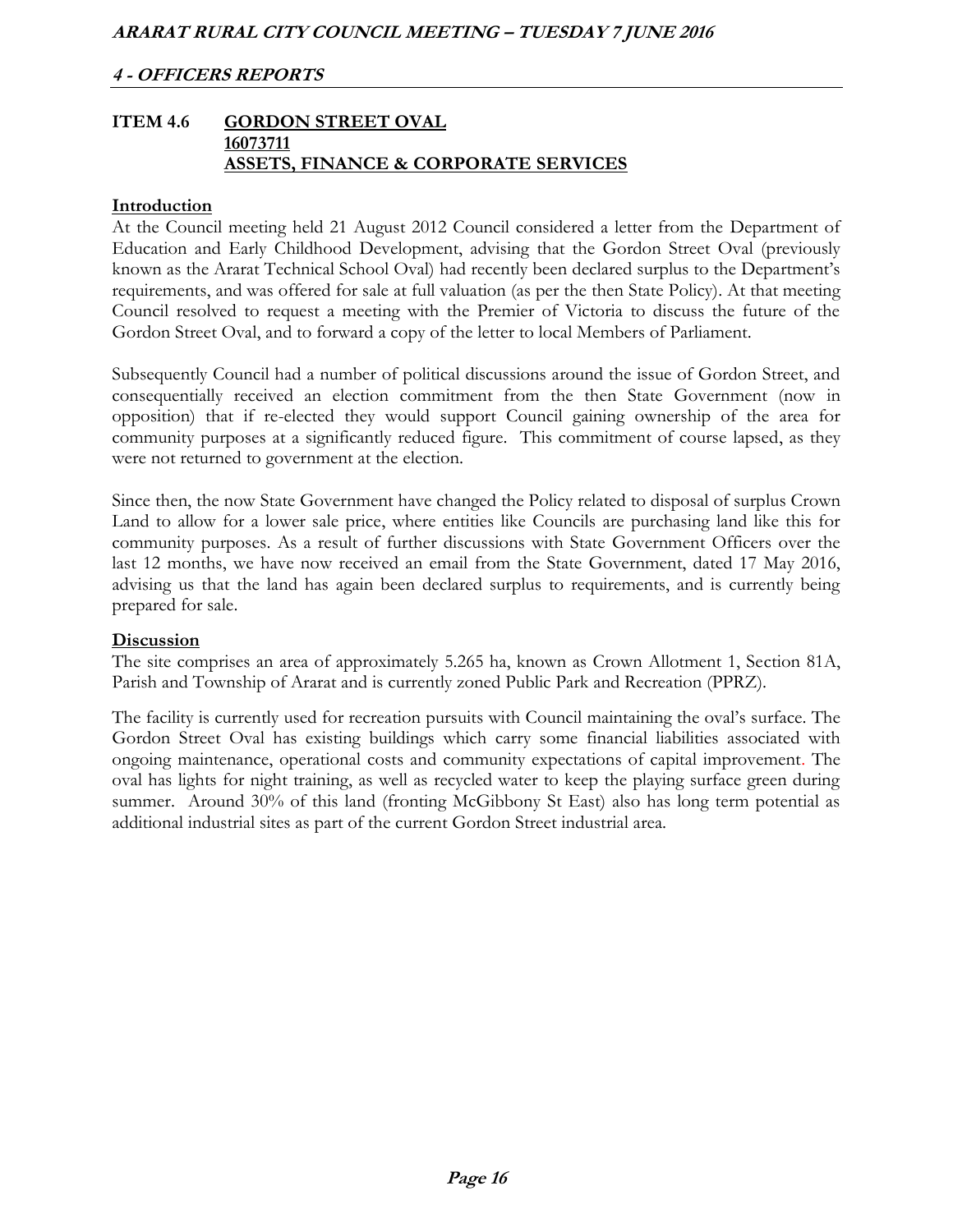## ITEM 4.6 GORDON STREET OVAL
**16073711**
**ASSETS, FINANCE & CORPORATE SERVICES**

**Introduction**

At the Council meeting held 21 August 2012 Council considered a letter from the Department of Education and Early Childhood Development, advising that the Gordon Street Oval (previously known as the Ararat Technical School Oval) had recently been declared surplus to the Department's requirements, and was offered for sale at full valuation (as per the then State Policy). At that meeting Council resolved to request a meeting with the Premier of Victoria to discuss the future of the Gordon Street Oval, and to forward a copy of the letter to local Members of Parliament.

Subsequently Council had a number of political discussions around the issue of Gordon Street, and consequentially received an election commitment from the then State Government (now in opposition) that if re-elected they would support Council gaining ownership of the area for community purposes at a significantly reduced figure. This commitment of course lapsed, as they were not returned to government at the election.

Since then, the now State Government have changed the Policy related to disposal of surplus Crown Land to allow for a lower sale price, where entities like Councils are purchasing land like this for community purposes. As a result of further discussions with State Government Officers over the last 12 months, we have now received an email from the State Government, dated 17 May 2016, advising us that the land has again been declared surplus to requirements, and is currently being prepared for sale.

**Discussion**

The site comprises an area of approximately 5.265 ha, known as Crown Allotment 1, Section 81A, Parish and Township of Ararat and is currently zoned Public Park and Recreation (PPRZ).

The facility is currently used for recreation pursuits with Council maintaining the oval's surface. The Gordon Street Oval has existing buildings which carry some financial liabilities associated with ongoing maintenance, operational costs and community expectations of capital improvement. The oval has lights for night training, as well as recycled water to keep the playing surface green during summer. Around 30% of this land (fronting McGibbony St East) also has long term potential as additional industrial sites as part of the current Gordon Street industrial area.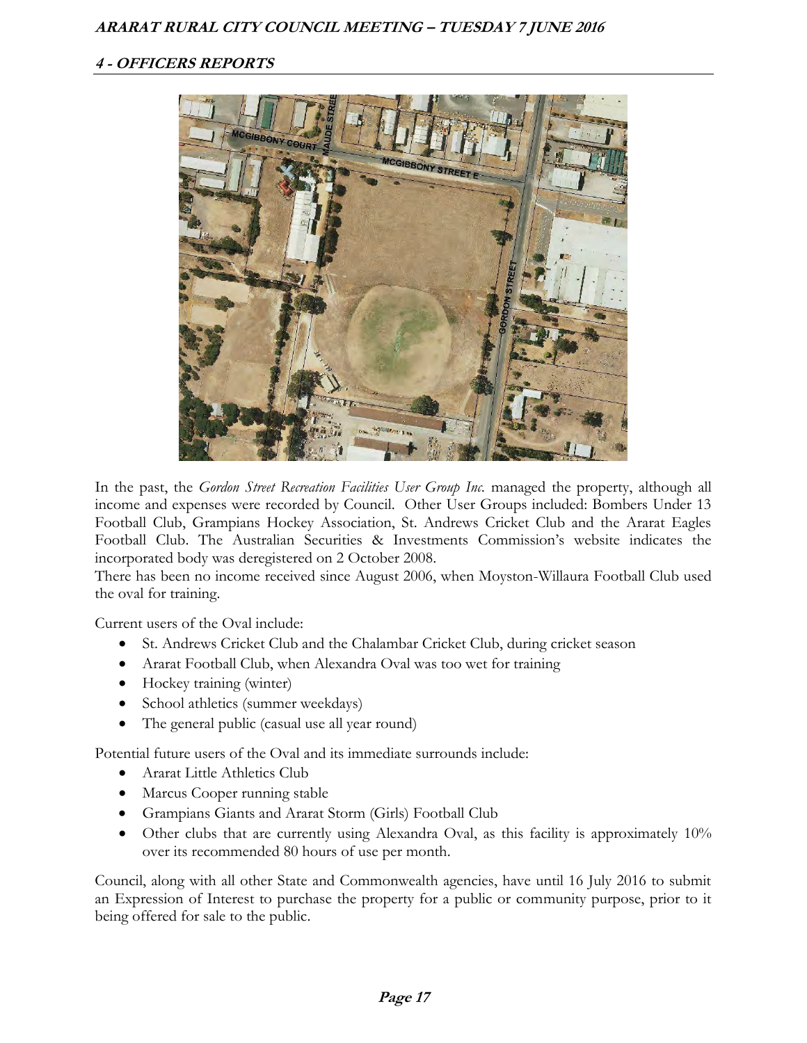In the past, the *Gordon Street Recreation Facilities User Group Inc.* managed the property, although all income and expenses were recorded by Council. Other User Groups included: Bombers Under 13 Football Club, Grampians Hockey Association, St. Andrews Cricket Club and the Ararat Eagles Football Club. The Australian Securities & Investments Commission's website indicates the incorporated body was deregistered on 2 October 2008.
There has been no income received since August 2006, when Moyston-Willaura Football Club used the oval for training.

Current users of the Oval include:

- St. Andrews Cricket Club and the Chalambar Cricket Club, during cricket season
- Ararat Football Club, when Alexandra Oval was too wet for training
- Hockey training (winter)
- School athletics (summer weekdays)
- The general public (casual use all year round)

Potential future users of the Oval and its immediate surrounds include:

- Ararat Little Athletics Club
- Marcus Cooper running stable
- Grampians Giants and Ararat Storm (Girls) Football Club
- Other clubs that are currently using Alexandra Oval, as this facility is approximately 10% over its recommended 80 hours of use per month.

Council, along with all other State and Commonwealth agencies, have until 16 July 2016 to submit an Expression of Interest to purchase the property for a public or community purpose, prior to it being offered for sale to the public.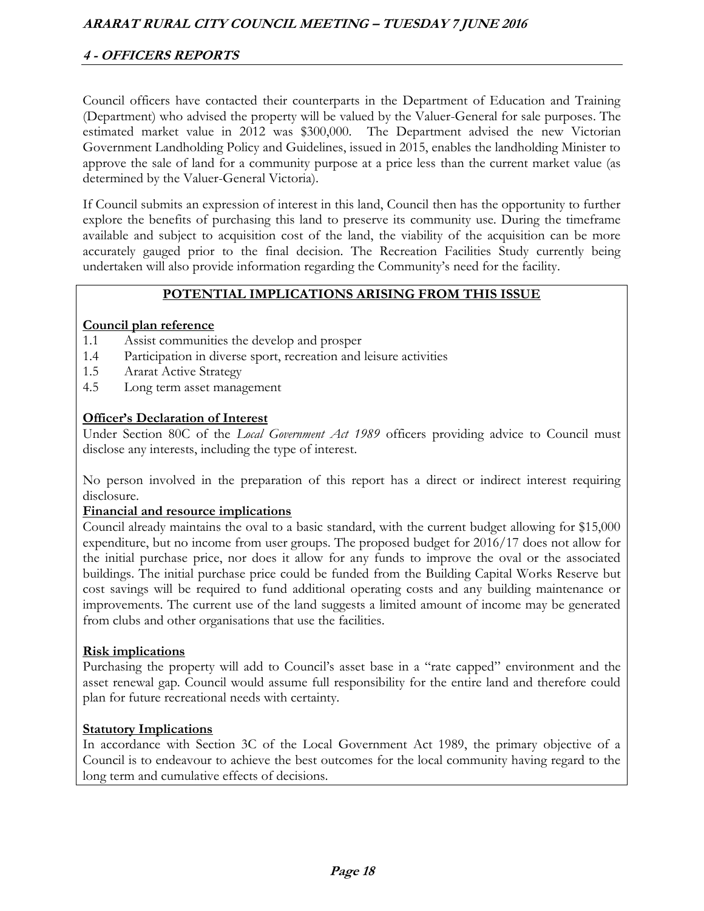Council officers have contacted their counterparts in the Department of Education and Training (Department) who advised the property will be valued by the Valuer-General for sale purposes. The estimated market value in 2012 was $300,000. The Department advised the new Victorian Government Landholding Policy and Guidelines, issued in 2015, enables the landholding Minister to approve the sale of land for a community purpose at a price less than the current market value (as determined by the Valuer-General Victoria).

If Council submits an expression of interest in this land, Council then has the opportunity to further explore the benefits of purchasing this land to preserve its community use. During the timeframe available and subject to acquisition cost of the land, the viability of the acquisition can be more accurately gauged prior to the final decision. The Recreation Facilities Study currently being undertaken will also provide information regarding the Community's need for the facility.

## POTENTIAL IMPLICATIONS ARISING FROM THIS ISSUE

**Council plan reference**

1.1 Assist communities the develop and prosper
1.4 Participation in diverse sport, recreation and leisure activities
1.5 Ararat Active Strategy
4.5 Long term asset management

**Officer's Declaration of Interest**

Under Section 80C of the *Local Government Act 1989* officers providing advice to Council must disclose any interests, including the type of interest.

No person involved in the preparation of this report has a direct or indirect interest requiring disclosure.

**Financial and resource implications**

Council already maintains the oval to a basic standard, with the current budget allowing for $15,000 expenditure, but no income from user groups. The proposed budget for 2016/17 does not allow for the initial purchase price, nor does it allow for any funds to improve the oval or the associated buildings. The initial purchase price could be funded from the Building Capital Works Reserve but cost savings will be required to fund additional operating costs and any building maintenance or improvements. The current use of the land suggests a limited amount of income may be generated from clubs and other organisations that use the facilities.

**Risk implications**

Purchasing the property will add to Council's asset base in a "rate capped" environment and the asset renewal gap. Council would assume full responsibility for the entire land and therefore could plan for future recreational needs with certainty.

**Statutory Implications**

In accordance with Section 3C of the Local Government Act 1989, the primary objective of a Council is to endeavour to achieve the best outcomes for the local community having regard to the long term and cumulative effects of decisions.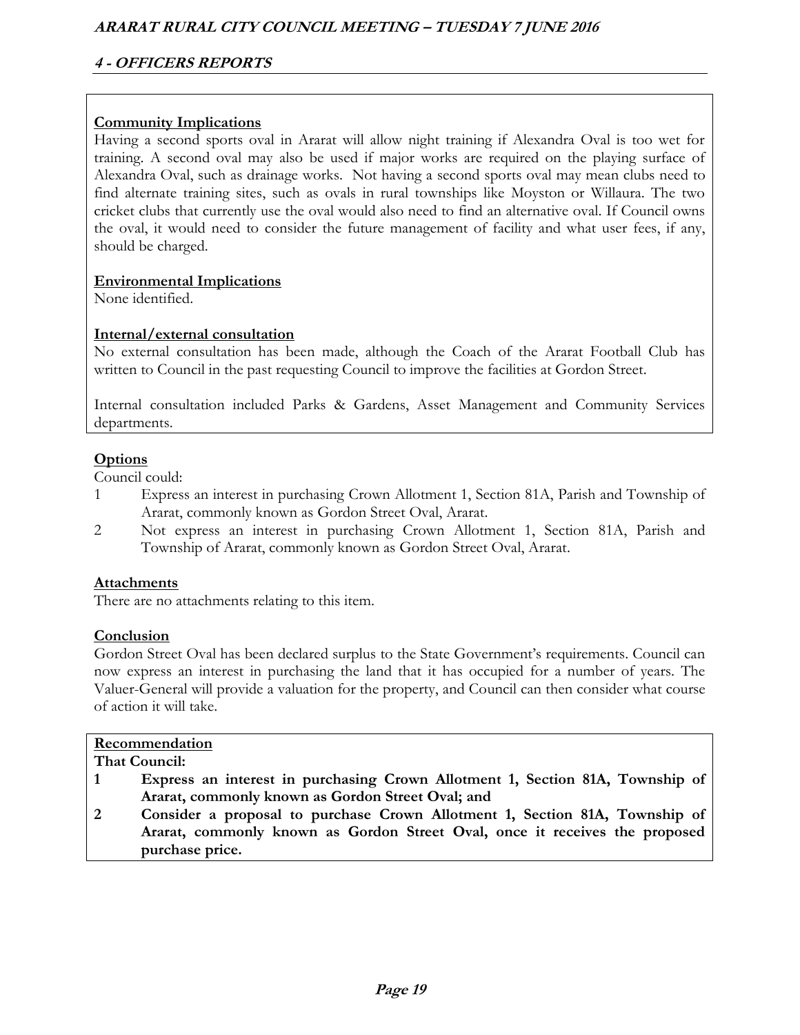**Community Implications**

Having a second sports oval in Ararat will allow night training if Alexandra Oval is too wet for training. A second oval may also be used if major works are required on the playing surface of Alexandra Oval, such as drainage works. Not having a second sports oval may mean clubs need to find alternate training sites, such as ovals in rural townships like Moyston or Willaura. The two cricket clubs that currently use the oval would also need to find an alternative oval. If Council owns the oval, it would need to consider the future management of facility and what user fees, if any, should be charged.

**Environmental Implications**

None identified.

**Internal/external consultation**

No external consultation has been made, although the Coach of the Ararat Football Club has written to Council in the past requesting Council to improve the facilities at Gordon Street.

Internal consultation included Parks & Gardens, Asset Management and Community Services departments.

**Options**

Council could:

1. Express an interest in purchasing Crown Allotment 1, Section 81A, Parish and Township of Ararat, commonly known as Gordon Street Oval, Ararat.
2. Not express an interest in purchasing Crown Allotment 1, Section 81A, Parish and Township of Ararat, commonly known as Gordon Street Oval, Ararat.

**Attachments**

There are no attachments relating to this item.

**Conclusion**

Gordon Street Oval has been declared surplus to the State Government's requirements. Council can now express an interest in purchasing the land that it has occupied for a number of years. The Valuer-General will provide a valuation for the property, and Council can then consider what course of action it will take.

**Recommendation**

**That Council:**

1. **Express an interest in purchasing Crown Allotment 1, Section 81A, Township of Ararat, commonly known as Gordon Street Oval; and**
2. **Consider a proposal to purchase Crown Allotment 1, Section 81A, Township of Ararat, commonly known as Gordon Street Oval, once it receives the proposed purchase price.**